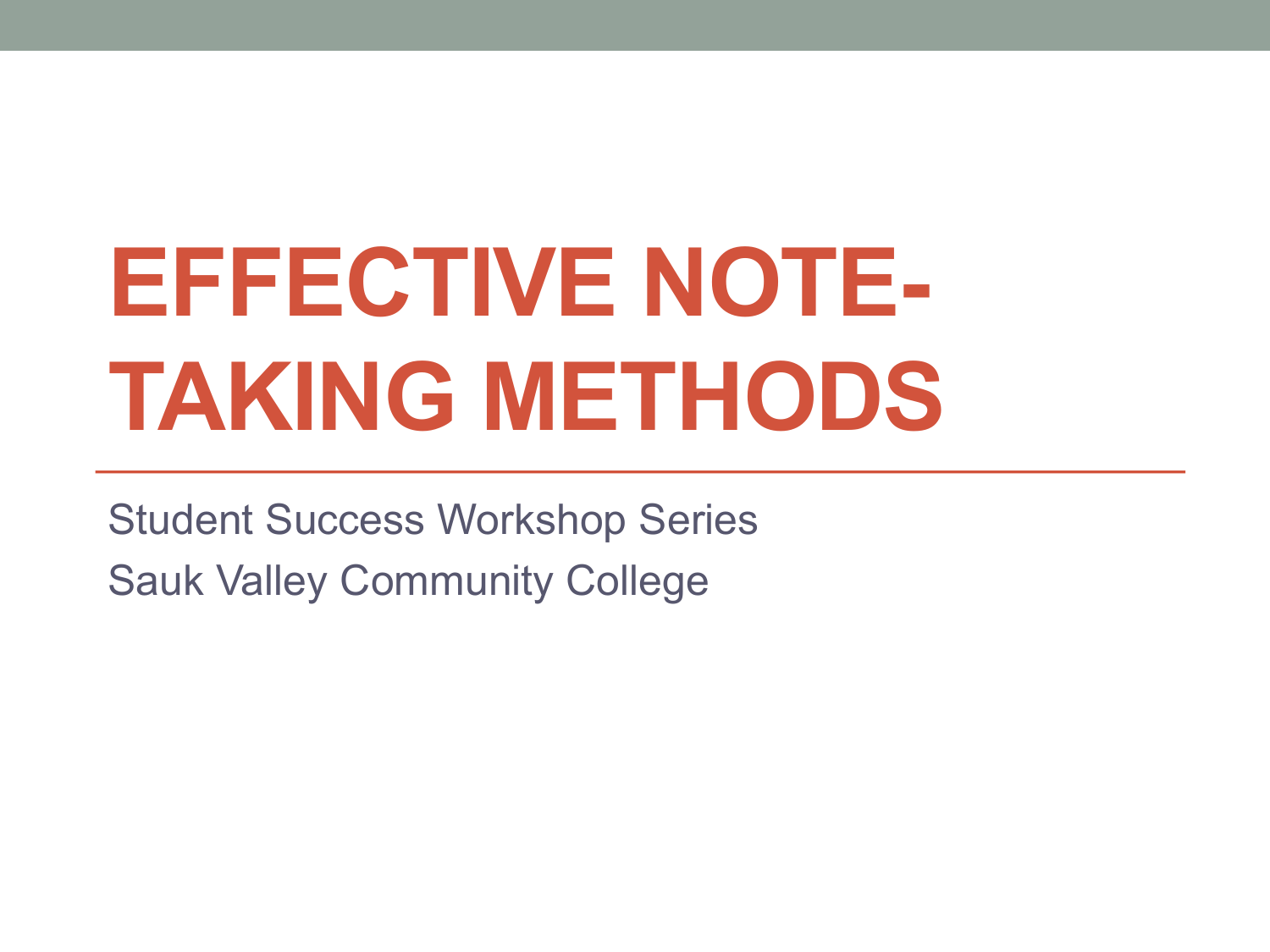# EFFECTIVE NOTE-TAKING METHODS

Student Success Workshop Series

Sauk Valley Community College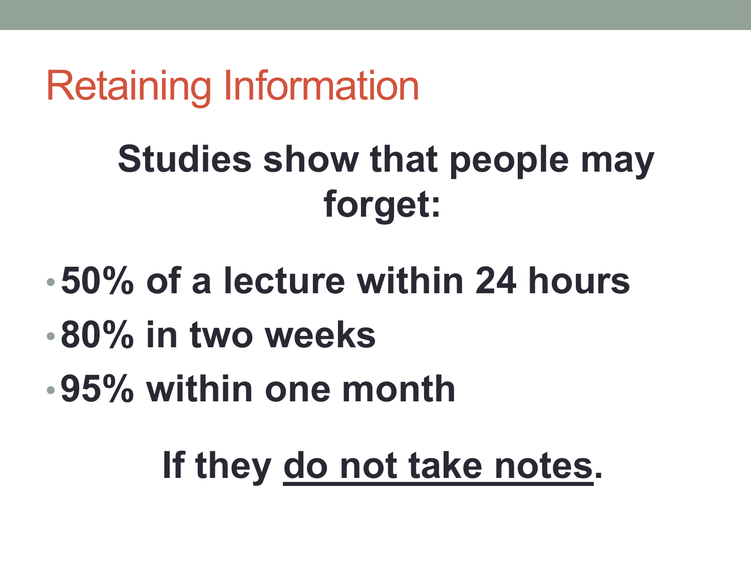# Retaining Information

**Studies show that people may forget:**

- **50% of a lecture within 24 hours**
- **80% in two weeks**
- **95% within one month**

**If they <u>do not take notes</u>.**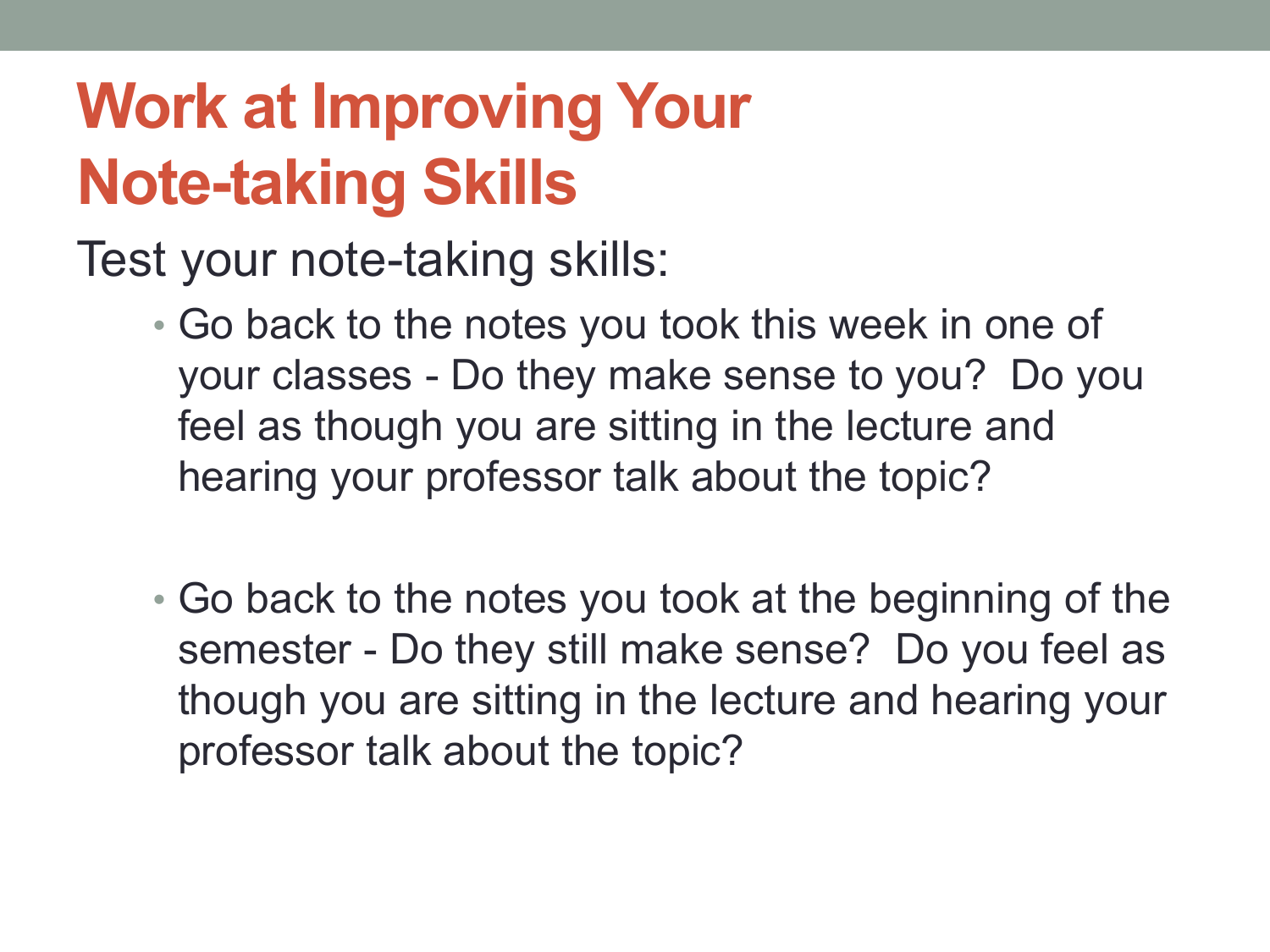# Work at Improving Your Note-taking Skills

Test your note-taking skills:

- Go back to the notes you took this week in one of your classes - Do they make sense to you? Do you feel as though you are sitting in the lecture and hearing your professor talk about the topic?

- Go back to the notes you took at the beginning of the semester - Do they still make sense? Do you feel as though you are sitting in the lecture and hearing your professor talk about the topic?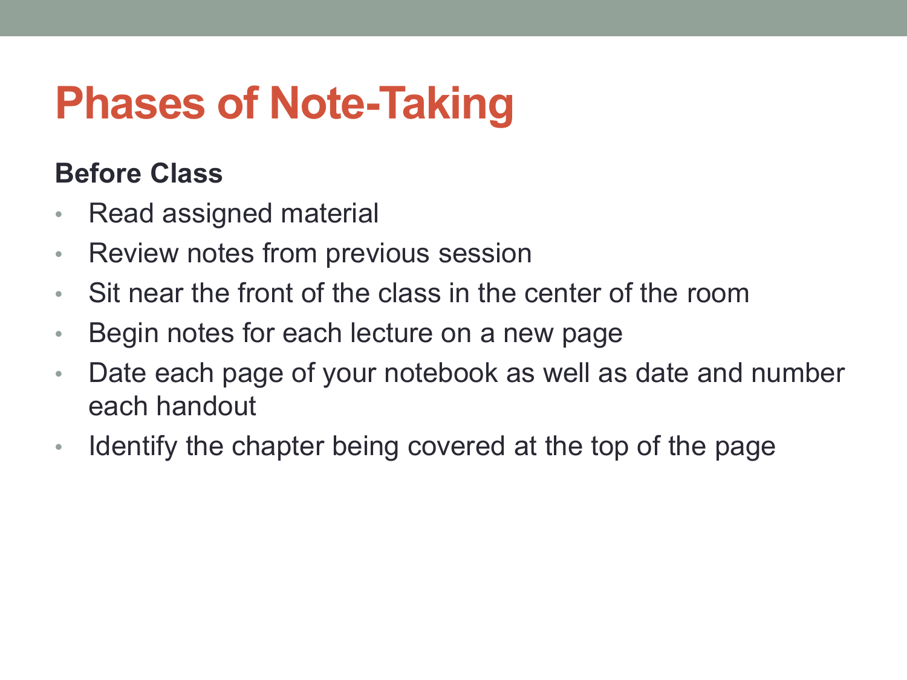# Phases of Note-Taking

**Before Class**

- Read assigned material
- Review notes from previous session
- Sit near the front of the class in the center of the room
- Begin notes for each lecture on a new page
- Date each page of your notebook as well as date and number each handout
- Identify the chapter being covered at the top of the page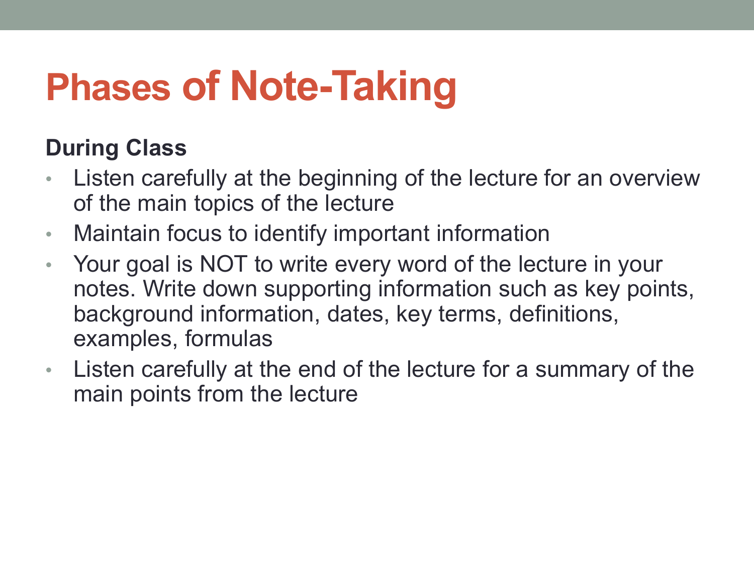# Phases of Note-Taking

**During Class**

- Listen carefully at the beginning of the lecture for an overview of the main topics of the lecture
- Maintain focus to identify important information
- Your goal is NOT to write every word of the lecture in your notes. Write down supporting information such as key points, background information, dates, key terms, definitions, examples, formulas
- Listen carefully at the end of the lecture for a summary of the main points from the lecture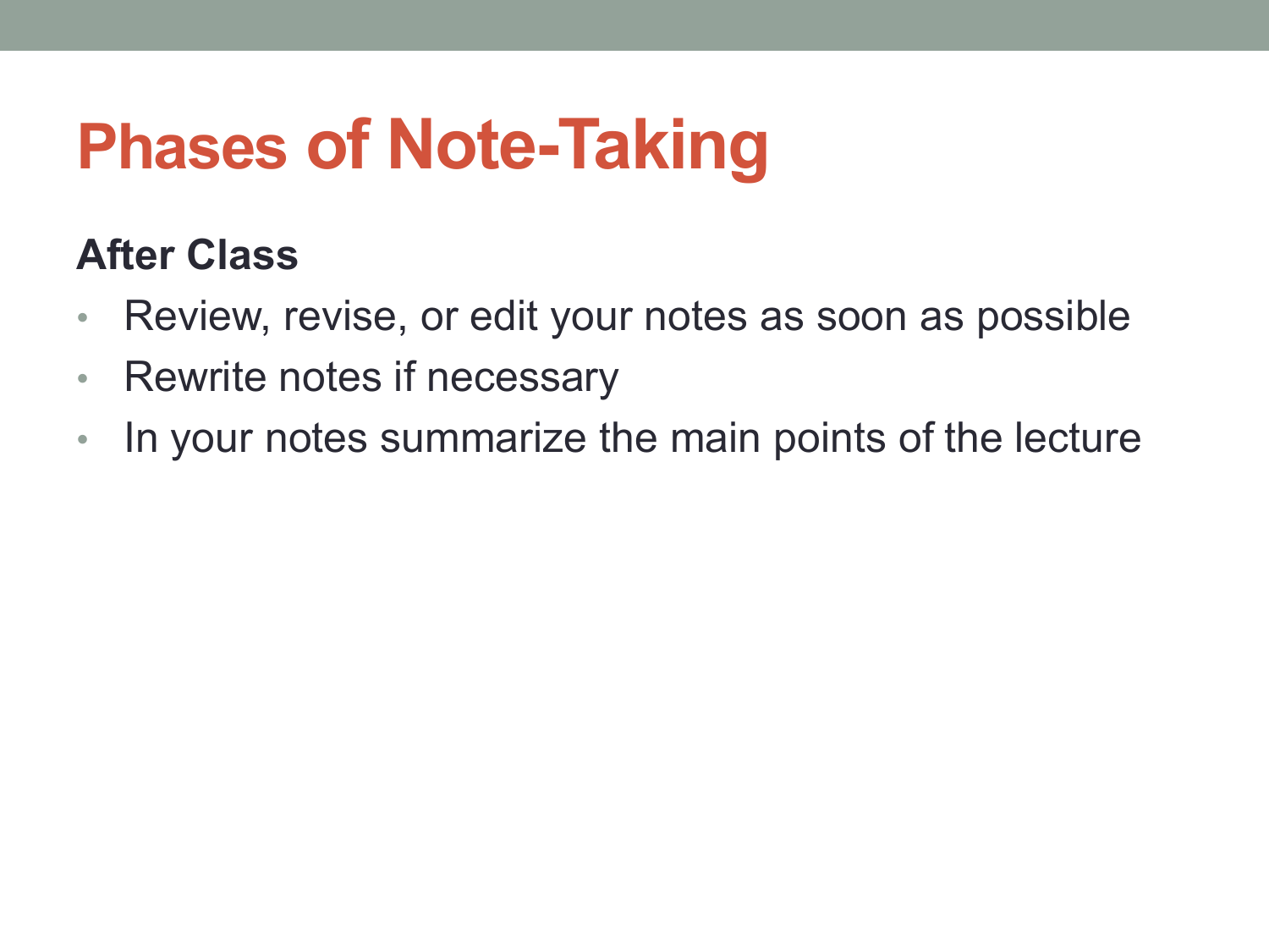# Phases of Note-Taking

**After Class**

- Review, revise, or edit your notes as soon as possible
- Rewrite notes if necessary
- In your notes summarize the main points of the lecture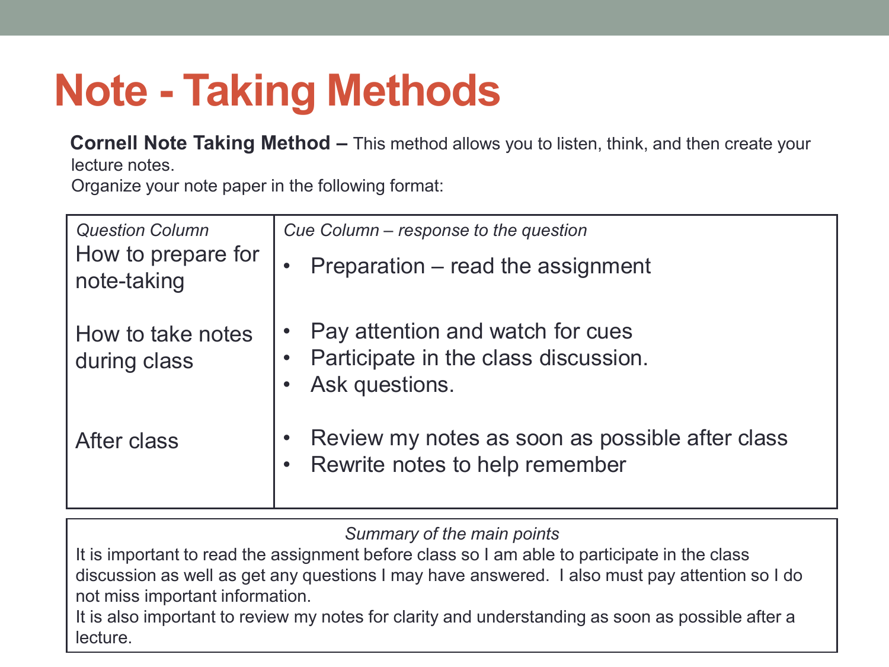# Note - Taking Methods

**Cornell Note Taking Method –** This method allows you to listen, think, and then create your lecture notes.

Organize your note paper in the following format:

| *Question Column* | *Cue Column – response to the question* |
| --- | --- |
| How to prepare for note-taking | • Preparation – read the assignment |
| How to take notes during class | • Pay attention and watch for cues<br>• Participate in the class discussion.<br>• Ask questions. |
| After class | • Review my notes as soon as possible after class<br>• Rewrite notes to help remember |

*Summary of the main points*

It is important to read the assignment before class so I am able to participate in the class discussion as well as get any questions I may have answered. I also must pay attention so I do not miss important information.

It is also important to review my notes for clarity and understanding as soon as possible after a lecture.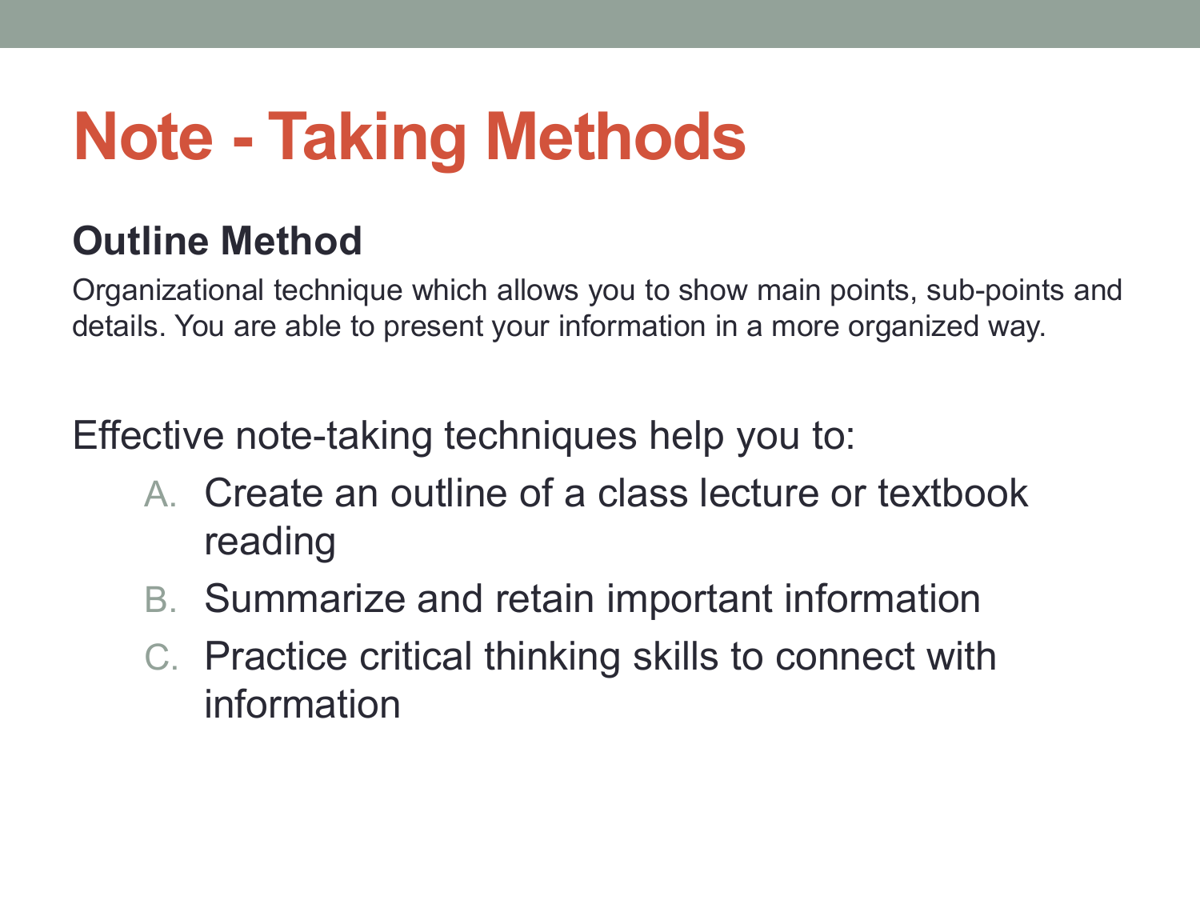# Note - Taking Methods

## Outline Method

Organizational technique which allows you to show main points, sub-points and details. You are able to present your information in a more organized way.

Effective note-taking techniques help you to:

A. Create an outline of a class lecture or textbook reading
B. Summarize and retain important information
C. Practice critical thinking skills to connect with information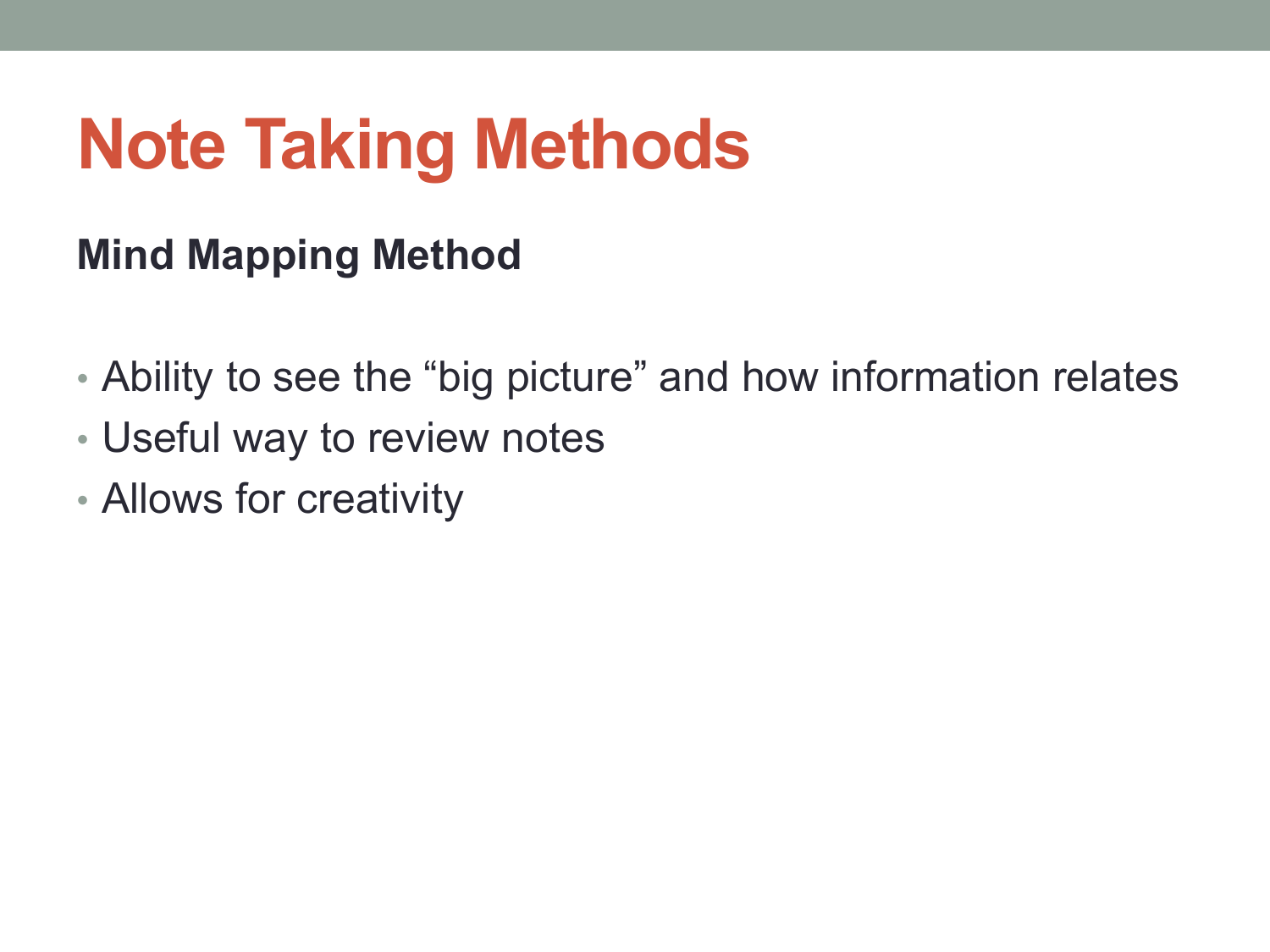# Note Taking Methods

**Mind Mapping Method**

- Ability to see the “big picture” and how information relates
- Useful way to review notes
- Allows for creativity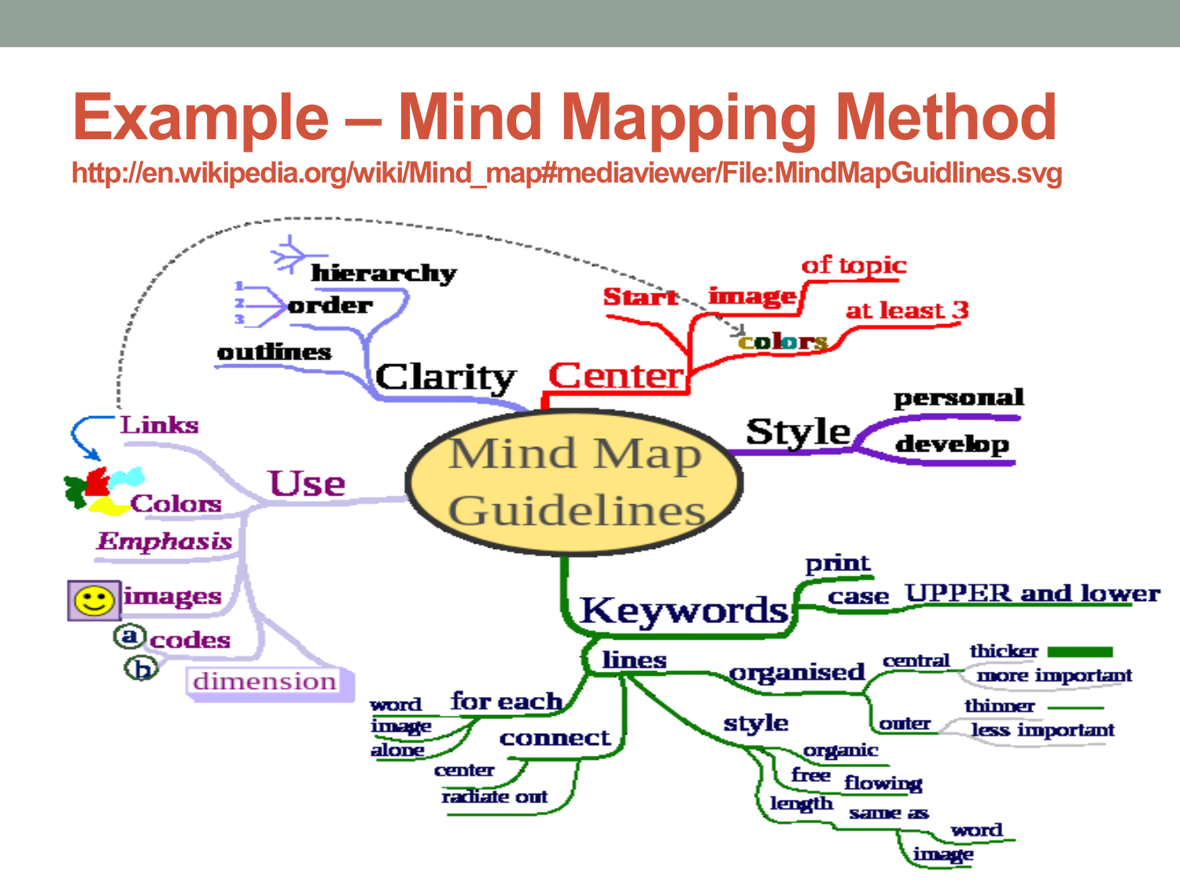# Example – Mind Mapping Method

http://en.wikipedia.org/wiki/Mind_map#mediaviewer/File:MindMapGuidlines.svg

- Mind Map Guidelines
  - Center
    - Start
    - image
      - of topic
    - colors
      - at least 3
  - Clarity
    - hierarchy
    - order
    - outlines
  - Style
    - personal
    - develop
  - Use
    - Links
    - Colors
    - *Emphasis*
    - images
    - codes
    - dimension
  - Keywords
    - print
    - case
      - UPPER and lower
    - lines
      - for each
        - word
        - image
        - alone
      - connect
        - center
        - radiate out
      - organised
        - central
          - thicker
          - more important
        - outer
          - thinner
          - less important
      - style
        - organic
        - free
          - flowing
        - length
          - same as
            - word
            - image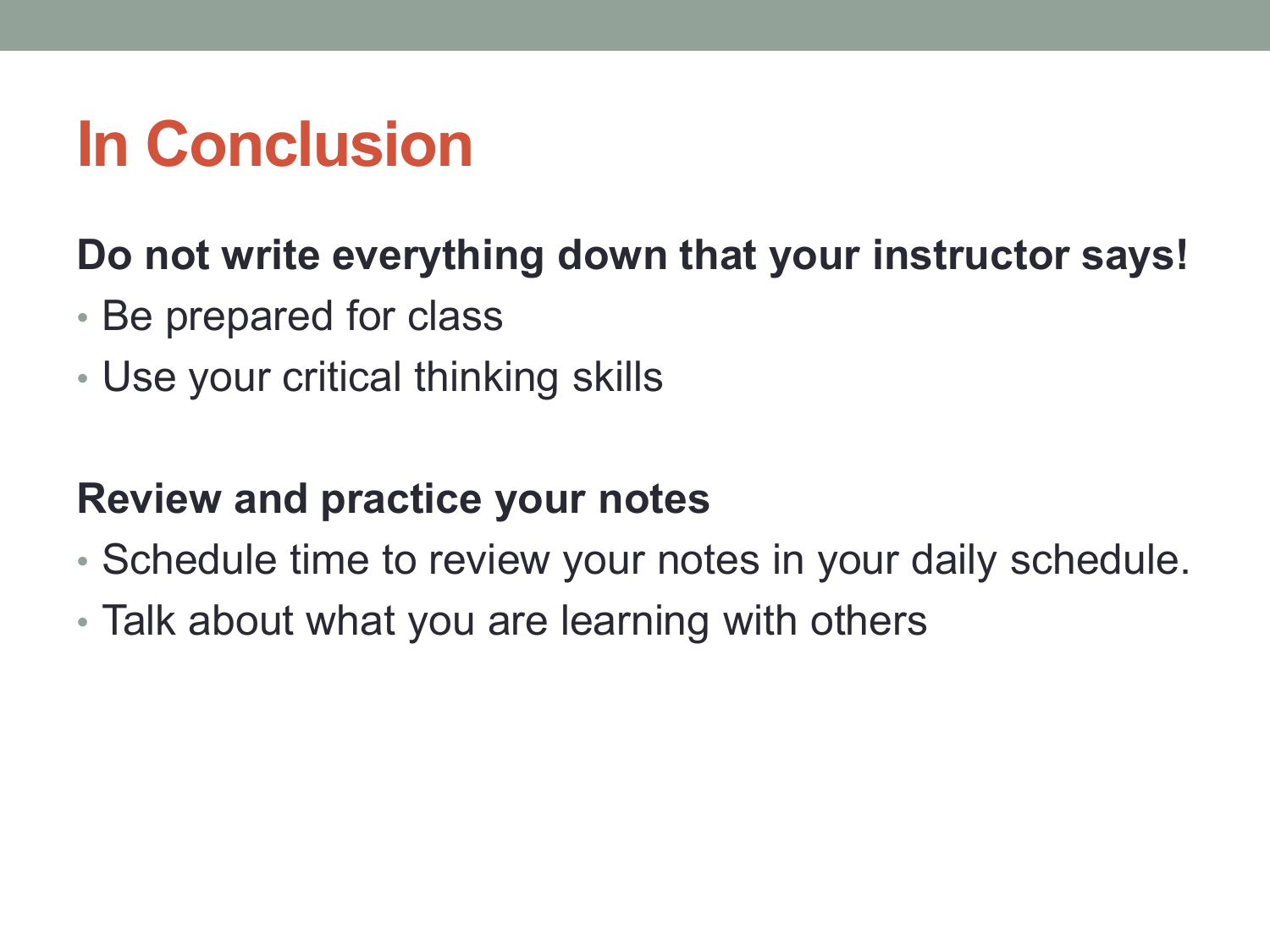# In Conclusion

**Do not write everything down that your instructor says!**

- Be prepared for class
- Use your critical thinking skills

**Review and practice your notes**

- Schedule time to review your notes in your daily schedule.
- Talk about what you are learning with others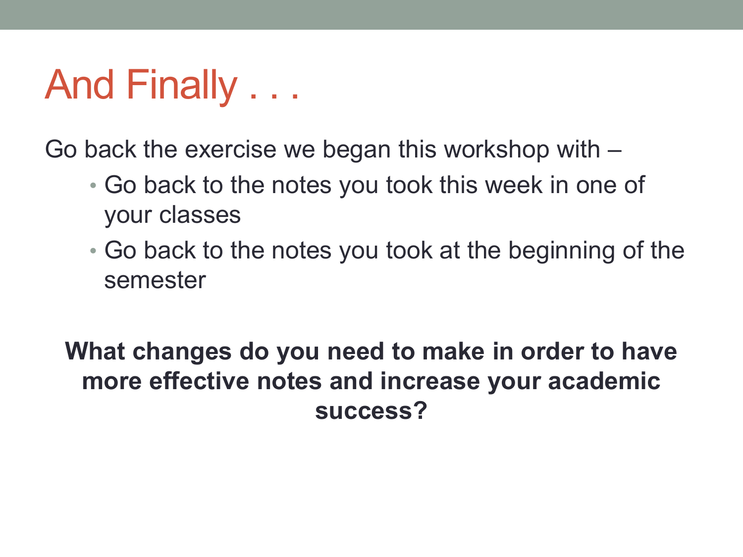# And Finally . . .

Go back the exercise we began this workshop with –

- Go back to the notes you took this week in one of your classes
- Go back to the notes you took at the beginning of the semester

**What changes do you need to make in order to have more effective notes and increase your academic success?**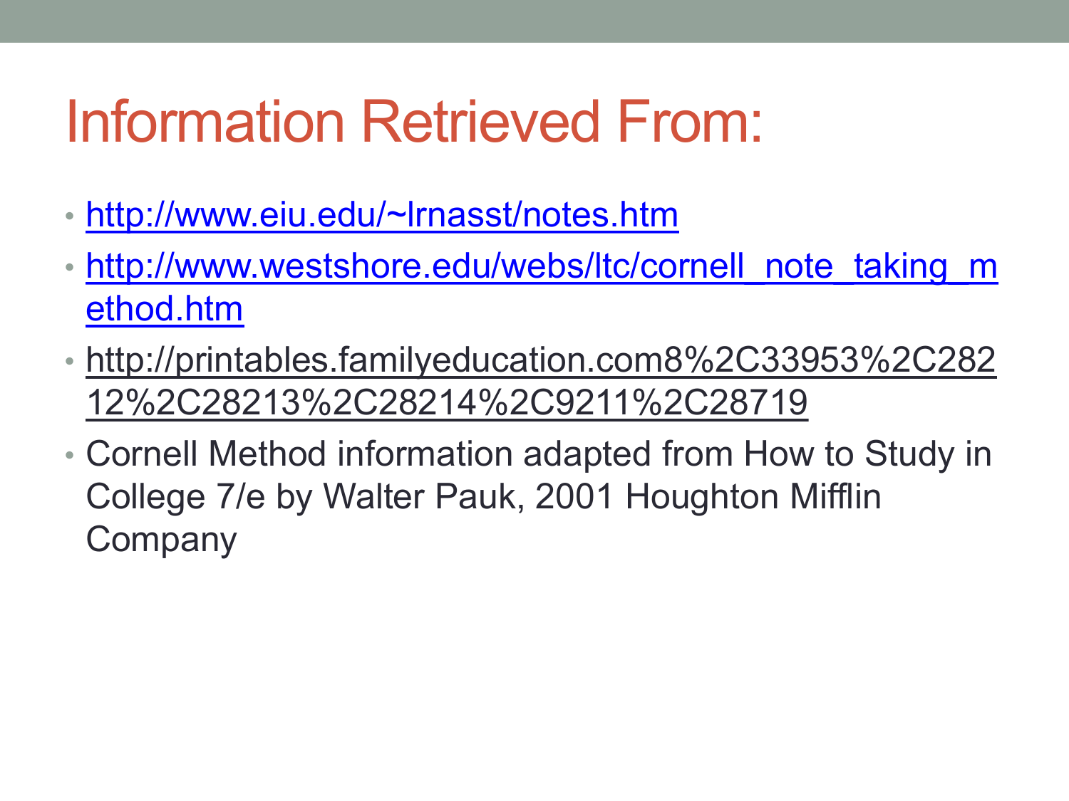# Information Retrieved From:

- http://www.eiu.edu/~lrnasst/notes.htm
- http://www.westshore.edu/webs/ltc/cornell_note_taking_method.htm
- http://printables.familyeducation.com8%2C33953%2C28212%2C28213%2C28214%2C9211%2C28719
- Cornell Method information adapted from How to Study in College 7/e by Walter Pauk, 2001 Houghton Mifflin Company